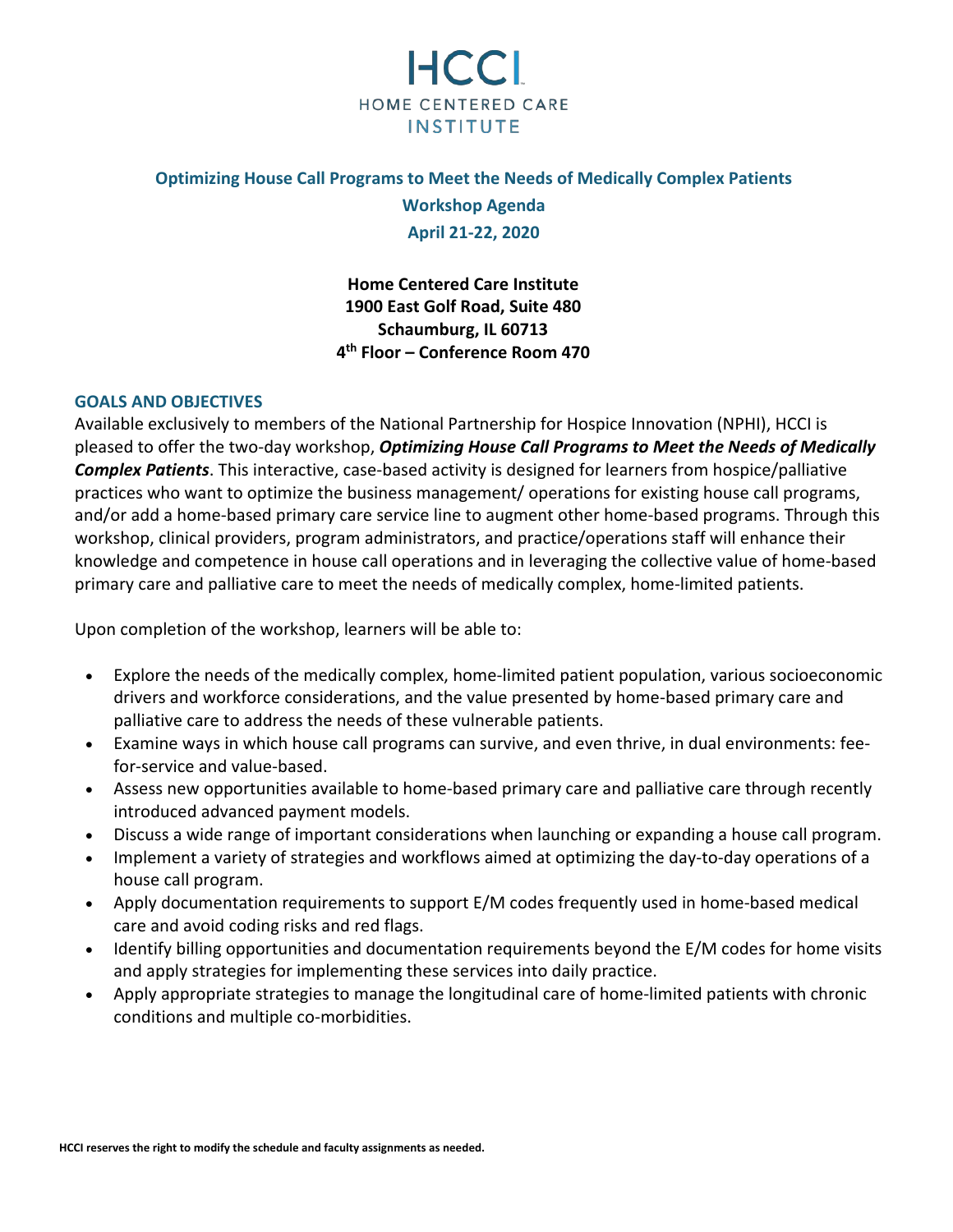# HCCI
HOME CENTERED CARE INSTITUTE

## Optimizing House Call Programs to Meet the Needs of Medically Complex Patients

**Workshop Agenda**

**April 21-22, 2020**

**Home Centered Care Institute**
**1900 East Golf Road, Suite 480**
**Schaumburg, IL 60713**
**4th Floor – Conference Room 470**

### GOALS AND OBJECTIVES

Available exclusively to members of the National Partnership for Hospice Innovation (NPHI), HCCI is pleased to offer the two-day workshop, ***Optimizing House Call Programs to Meet the Needs of Medically Complex Patients***. This interactive, case-based activity is designed for learners from hospice/palliative practices who want to optimize the business management/ operations for existing house call programs, and/or add a home-based primary care service line to augment other home-based programs. Through this workshop, clinical providers, program administrators, and practice/operations staff will enhance their knowledge and competence in house call operations and in leveraging the collective value of home-based primary care and palliative care to meet the needs of medically complex, home-limited patients.

Upon completion of the workshop, learners will be able to:

- Explore the needs of the medically complex, home-limited patient population, various socioeconomic drivers and workforce considerations, and the value presented by home-based primary care and palliative care to address the needs of these vulnerable patients.
- Examine ways in which house call programs can survive, and even thrive, in dual environments: fee-for-service and value-based.
- Assess new opportunities available to home-based primary care and palliative care through recently introduced advanced payment models.
- Discuss a wide range of important considerations when launching or expanding a house call program.
- Implement a variety of strategies and workflows aimed at optimizing the day-to-day operations of a house call program.
- Apply documentation requirements to support E/M codes frequently used in home-based medical care and avoid coding risks and red flags.
- Identify billing opportunities and documentation requirements beyond the E/M codes for home visits and apply strategies for implementing these services into daily practice.
- Apply appropriate strategies to manage the longitudinal care of home-limited patients with chronic conditions and multiple co-morbidities.

**HCCI reserves the right to modify the schedule and faculty assignments as needed.**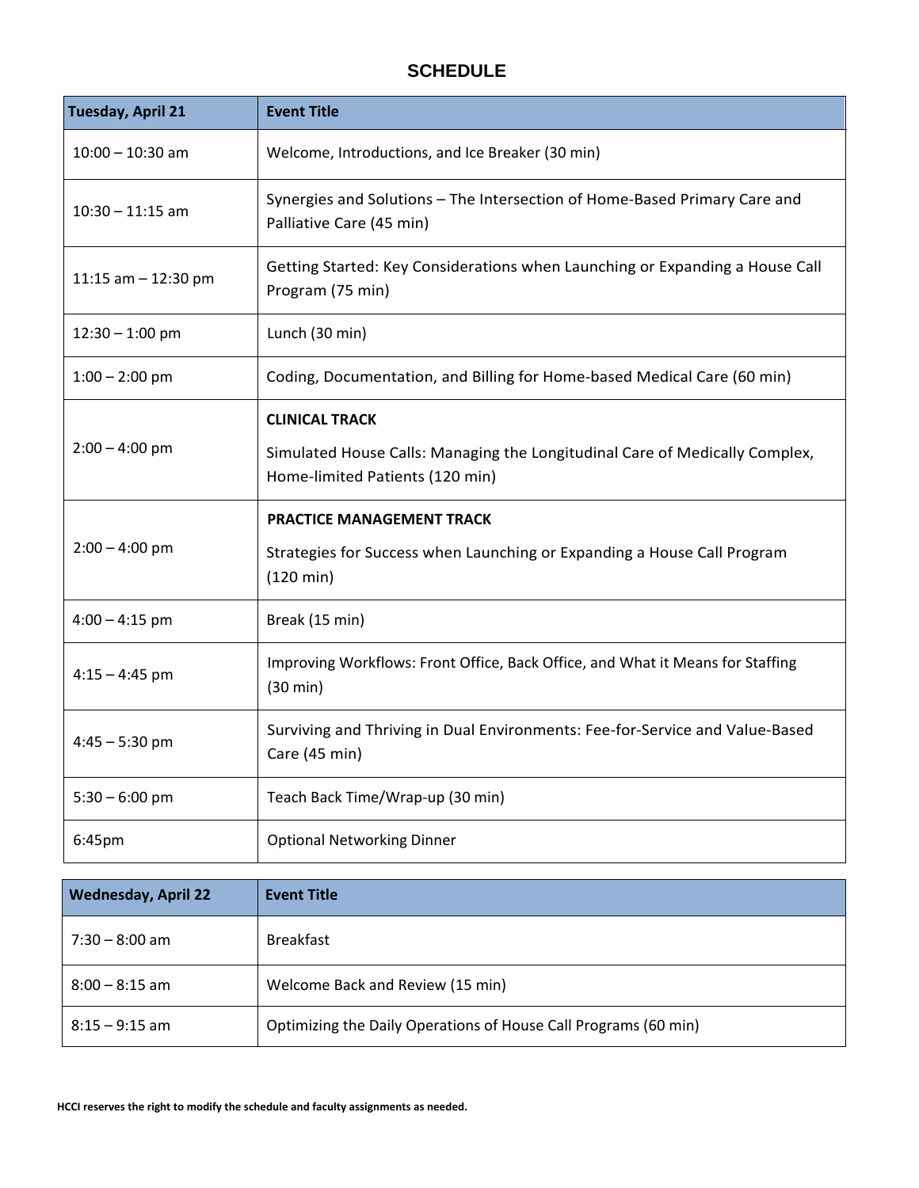## SCHEDULE

| Tuesday, April 21 | Event Title |
|---|---|
| 10:00 – 10:30 am | Welcome, Introductions, and Ice Breaker (30 min) |
| 10:30 – 11:15 am | Synergies and Solutions – The Intersection of Home-Based Primary Care and Palliative Care (45 min) |
| 11:15 am – 12:30 pm | Getting Started: Key Considerations when Launching or Expanding a House Call Program (75 min) |
| 12:30 – 1:00 pm | Lunch (30 min) |
| 1:00 – 2:00 pm | Coding, Documentation, and Billing for Home-based Medical Care (60 min) |
| 2:00 – 4:00 pm | **CLINICAL TRACK** Simulated House Calls: Managing the Longitudinal Care of Medically Complex, Home-limited Patients (120 min) |
| 2:00 – 4:00 pm | **PRACTICE MANAGEMENT TRACK** Strategies for Success when Launching or Expanding a House Call Program (120 min) |
| 4:00 – 4:15 pm | Break (15 min) |
| 4:15 – 4:45 pm | Improving Workflows: Front Office, Back Office, and What it Means for Staffing (30 min) |
| 4:45 – 5:30 pm | Surviving and Thriving in Dual Environments: Fee-for-Service and Value-Based Care (45 min) |
| 5:30 – 6:00 pm | Teach Back Time/Wrap-up (30 min) |
| 6:45pm | Optional Networking Dinner |

| Wednesday, April 22 | Event Title |
|---|---|
| 7:30 – 8:00 am | Breakfast |
| 8:00 – 8:15 am | Welcome Back and Review (15 min) |
| 8:15 – 9:15 am | Optimizing the Daily Operations of House Call Programs (60 min) |

**HCCI reserves the right to modify the schedule and faculty assignments as needed.**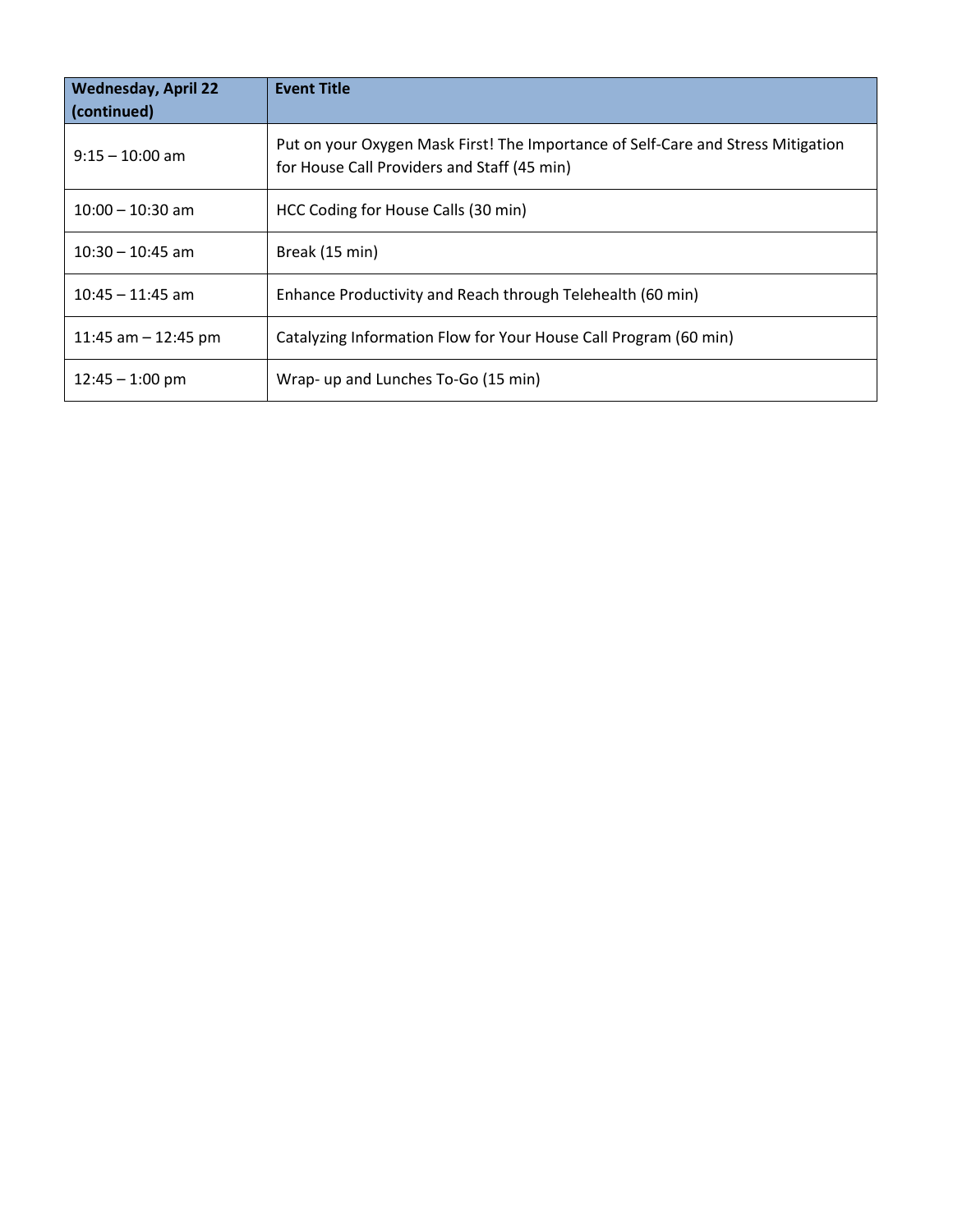| Wednesday, April 22 (continued) | Event Title |
|---|---|
| 9:15 – 10:00 am | Put on your Oxygen Mask First! The Importance of Self-Care and Stress Mitigation for House Call Providers and Staff (45 min) |
| 10:00 – 10:30 am | HCC Coding for House Calls (30 min) |
| 10:30 – 10:45 am | Break (15 min) |
| 10:45 – 11:45 am | Enhance Productivity and Reach through Telehealth (60 min) |
| 11:45 am – 12:45 pm | Catalyzing Information Flow for Your House Call Program (60 min) |
| 12:45 – 1:00 pm | Wrap- up and Lunches To-Go (15 min) |